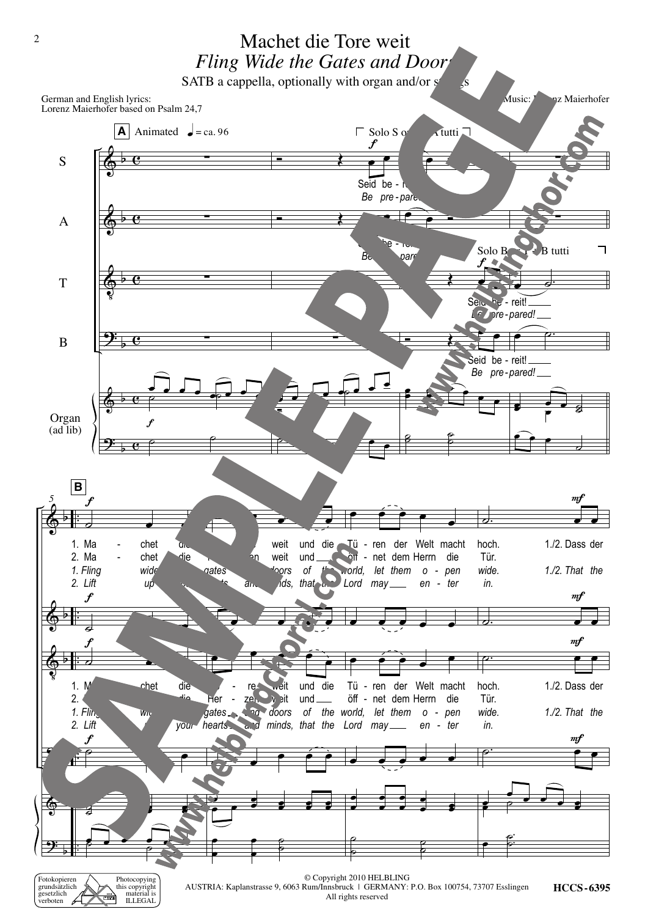# Machet die Tore weit

## *Fling Wide the Gates and Doors*

SATB a cappella, optionally with organ and/or strings

German and English lyrics:
Lorenz Maierhofer based on Psalm 24,7

Music: Lorenz Maierhofer

**A** Animated ♩ = ca. 96

Solo S or S+A tutti

*f*

S: Seid be - reit! / *Be pre - pared!*

A: Seid be - reit! / *Be pre - pared!*

Solo B or T+B tutti

*f*

T: Seid be - reit! / *Be pre - pared!*

B: Seid be - reit! / *Be pre - pared!*

Organ (ad lib)

**B**

*f*

1. Ma - chet die To - re weit und die Tü - ren der Welt macht hoch. 1./2. Dass der
2. Ma - chet die Her - zen weit und öff - net dem Herrn die Tür.
*1. Fling wide the gates and doors of the world, let them o - pen wide. 1./2. That the*
*2. Lift up your hearts and minds, that the Lord may en - ter in.*

*mf*

© Copyright 2010 HELBLING
AUSTRIA: Kaplanstrasse 9, 6063 Rum/Innsbruck | GERMANY: P.O. Box 100754, 73707 Esslingen
All rights reserved

Fotokopieren grundsätzlich gesetzlich verboten — Photocopying this copyright material is ILLEGAL

HCCS-6395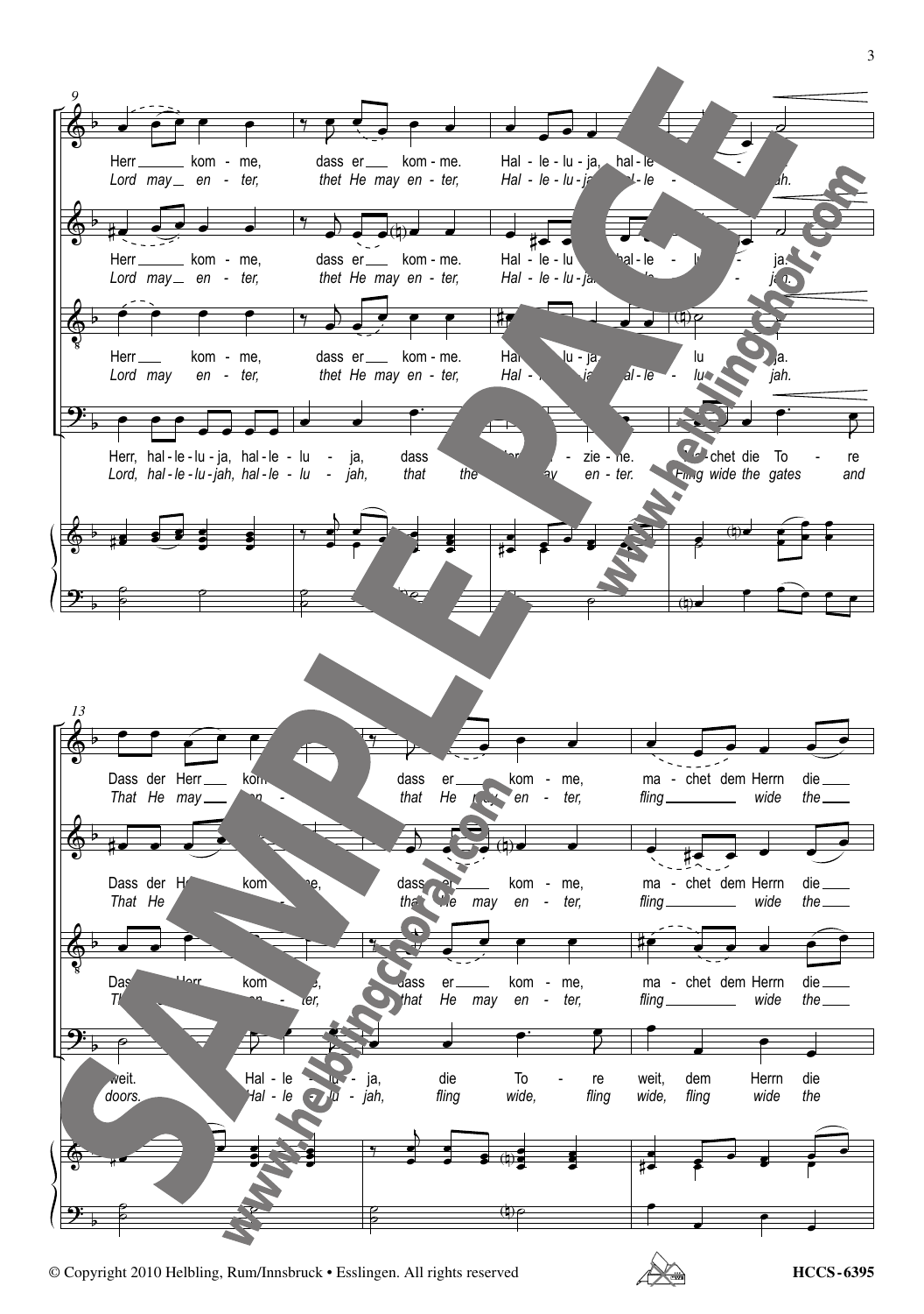9

Herr kom - me, dass er kom - me. Hal - le - lu - ja, hal - le - ... - ja.
*Lord may en - ter, thet He may en - ter, Hal - le - lu - jah, hal - le - ... - jah.*

Herr kom - me, dass er kom - me. Hal - le - lu - ja, hal - le - lu - ja.
*Lord may en - ter, thet He may en - ter, Hal - le - lu - jah, hal - le - ... - jah.*

Herr kom - me, dass er kom - me. Hal - le - lu - ja, hal - le - lu - ja.
*Lord may en - ter, thet He may en - ter, Hal - le - lu - jah, hal - le - lu - jah.*

Herr, hal - le - lu - ja, hal - le - lu - ja, dass ... zie - he. ... - chet die To - re
*Lord, hal - le - lu - jah, hal - le - lu - jah, that the ... may en - ter. Fling wide the gates and*

13

Dass der Herr kom - me, dass er kom - me, ma - chet dem Herrn die
*That He may en - ter, that He may en - ter, fling wide the*

Dass der Herr kom - me, dass er kom - me, ma - chet dem Herrn die
*That He may en - ter, that He may en - ter, fling wide the*

Dass der Herr kom - me, dass er kom - me, ma - chet dem Herrn die
*That He may en - ter, that He may en - ter, fling wide the*

weit. Hal - le - lu - ja, die To - re weit, dem Herrn die
*doors. Hal - le - lu - jah, fling wide, fling wide, fling wide the*

© Copyright 2010 Helbling, Rum/Innsbruck • Esslingen. All rights reserved

HCCS-6395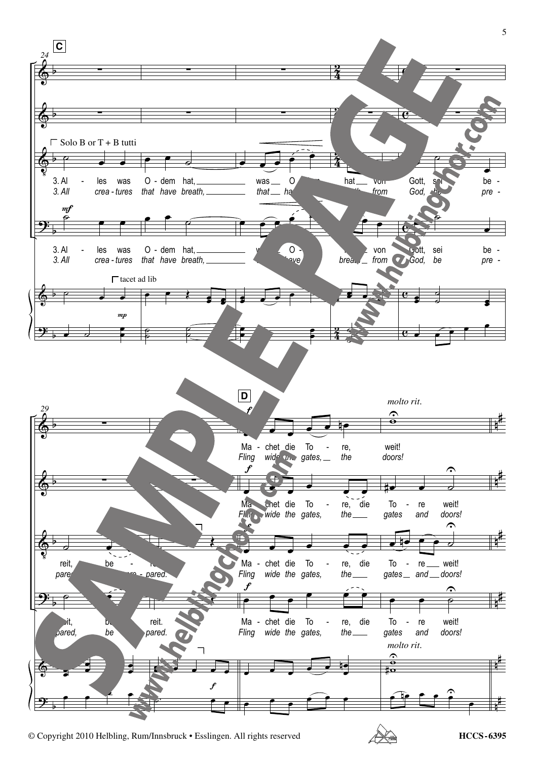**C**

Solo B or T + B tutti

3. Al - les was O - dem hat, was O - dem hat von Gott, sei be - reit, be - reit.

*3. All crea - tures that have breath, that have breath from God, be pre - pared, be pre - pared.*

tacet ad lib

**D**

Ma - chet die To - re, weit!

*Fling wide the gates, the doors!*

Ma - chet die To - re, die To - re weit!

*Fling wide the gates, the gates and doors!*

*molto rit.*

© Copyright 2010 Helbling, Rum/Innsbruck • Esslingen. All rights reserved

HCCS-6395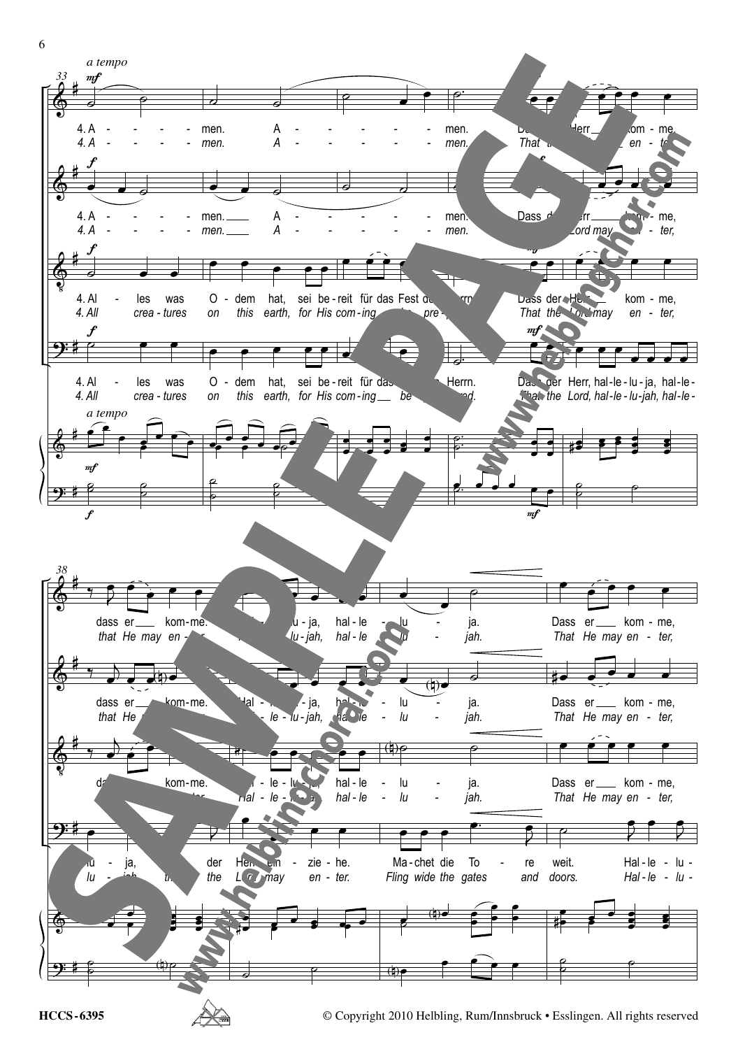*a tempo*

**33**

**Soprano:**
4. A - men. A - men. Dass der Herr kom - me,
*4. A - men. A - men. That the Lord may en - ter,*

**Alto:**
4. A - men. A - men. Dass der Herr kom - me,
*4. A - men. A - men. That the Lord may en - ter,*

**Tenor:**
4. Al - les was O - dem hat, sei be - reit für das Fest des Herrn. Dass der Herr kom - me,
*4. All crea - tures on this earth, for His com - ing be pre - pared. That the Lord may en - ter,*

**Bass:**
4. Al - les was O - dem hat, sei be - reit für das Fest des Herrn. Dass der Herr, hal - le - lu - ja, hal - le -
*4. All crea - tures on this earth, for His com - ing be pre - pared. That the Lord, hal - le - lu - jah, hal - le -*

**38**

**Soprano:**
dass er kom - me. Hal - le - lu - ja, hal - le - lu - ja. Dass er kom - me,
*that He may en - ter, Hal - le - lu - jah, hal - le - lu - jah. That He may en - ter,*

**Alto:**
dass er kom - me. Hal - le - lu - ja, hal - le - lu - ja. Dass er kom - me,
*that He may en - ter, Hal - le - lu - jah, hal - le - lu - jah. That He may en - ter,*

**Tenor:**
dass er kom - me. Hal - le - lu - ja, hal - le - lu - ja. Dass er kom - me,
*that He may en - ter, Hal - le - lu - jah, hal - le - lu - jah. That He may en - ter,*

**Bass:**
lu - ja, dass der Herr ein - zie - he. Ma - chet die To - re weit. Hal - le - lu -
*lu - jah, that the Lord may en - ter. Fling wide the gates and doors. Hal - le - lu -*

HCCS-6395

© Copyright 2010 Helbling, Rum/Innsbruck • Esslingen. All rights reserved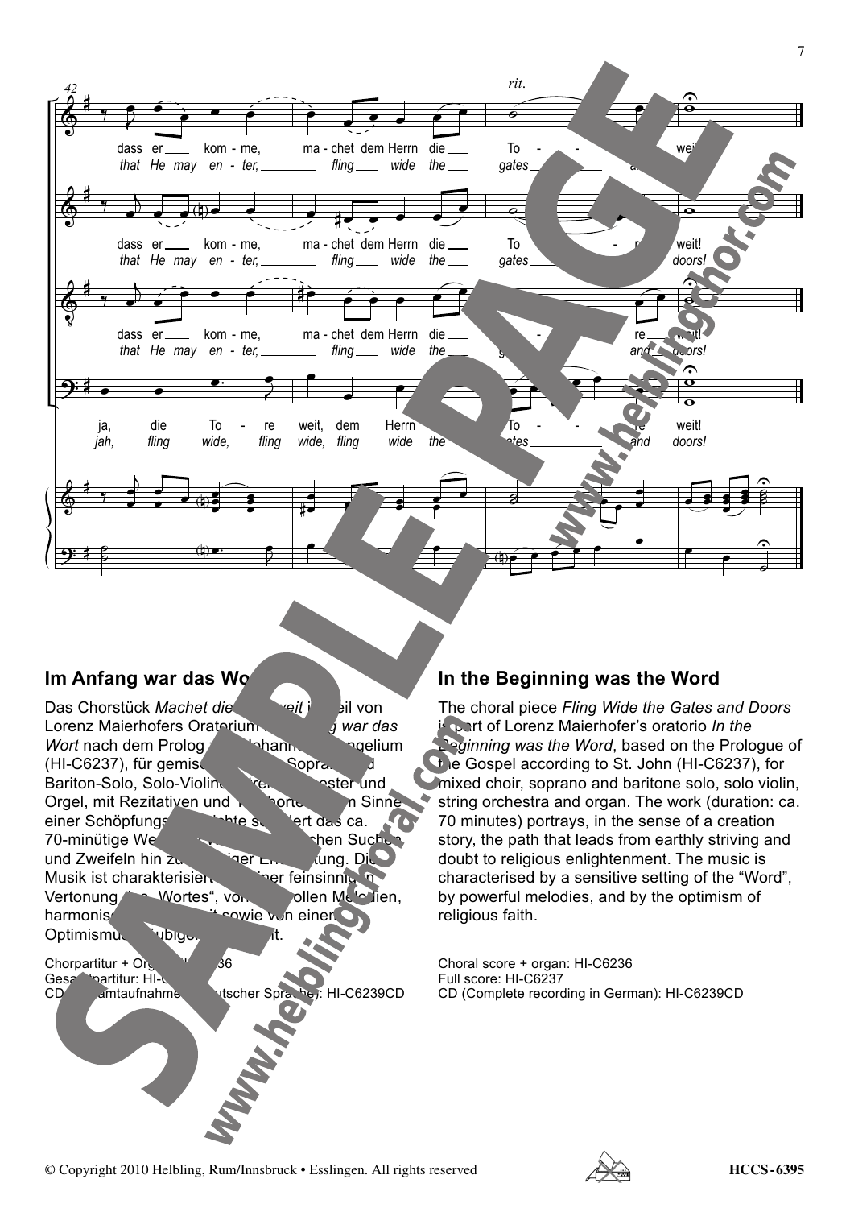## Im Anfang war das Wo

Das Chorstück *Machet die* ... *weit* i... eil von Lorenz Maierhofers Oratorium ... *g war das Wort* nach dem Prolog ... Johann... ngelium (HI-C6237), für gemisc... Sopra... d Bariton-Solo, Solo-Violin... ... ester und Orgel, mit Rezitativen und ... orte... n Sinne einer Schöpfungs... ichte sc... lert das ca. 70-minütige We... ... chen Suche... und Zweifeln hin zu... iger Er... ung. Die Musik ist charakterisiert ... iner feinsinnig n Vertonung ... Wortes", von ... ollen Melodien, harmonis... it sowie von einem Optimismus ... ubiger... it.

Chorpartitur + Org... 36
Gesa... tpartitur: HI-C...
CD ... amtaufnahme ... tscher Spra...): HI-C6239CD

## In the Beginning was the Word

The choral piece *Fling Wide the Gates and Doors* is part of Lorenz Maierhofer's oratorio *In the Beginning was the Word*, based on the Prologue of the Gospel according to St. John (HI-C6237), for mixed choir, soprano and baritone solo, solo violin, string orchestra and organ. The work (duration: ca. 70 minutes) portrays, in the sense of a creation story, the path that leads from earthly striving and doubt to religious enlightenment. The music is characterised by a sensitive setting of the "Word", by powerful melodies, and by the optimism of religious faith.

Choral score + organ: HI-C6236
Full score: HI-C6237
CD (Complete recording in German): HI-C6239CD

© Copyright 2010 Helbling, Rum/Innsbruck • Esslingen. All rights reserved